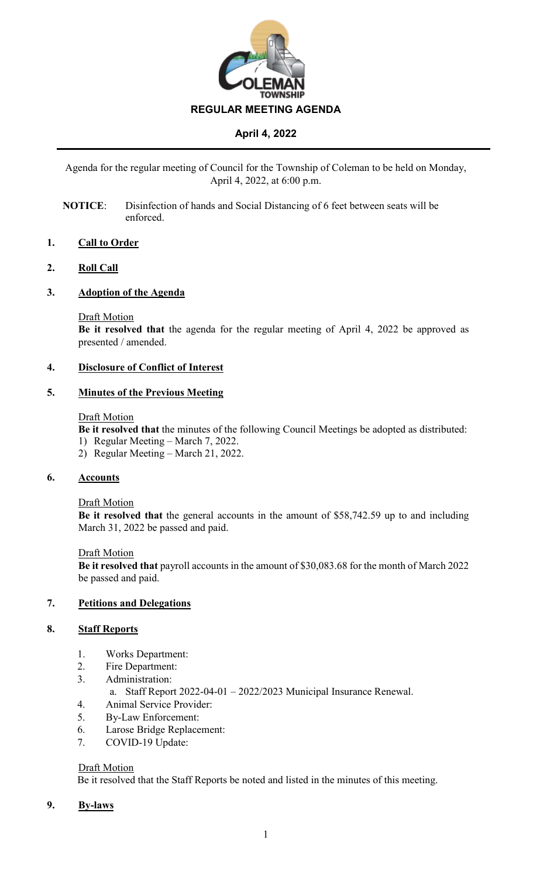COLEMAN TOWNSHIP

# REGULAR MEETING AGENDA

## April 4, 2022

Agenda for the regular meeting of Council for the Township of Coleman to be held on Monday, April 4, 2022, at 6:00 p.m.

**NOTICE**: Disinfection of hands and Social Distancing of 6 feet between seats will be enforced.

### 1. Call to Order

### 2. Roll Call

### 3. Adoption of the Agenda

Draft Motion

**Be it resolved that** the agenda for the regular meeting of April 4, 2022 be approved as presented / amended.

### 4. Disclosure of Conflict of Interest

### 5. Minutes of the Previous Meeting

Draft Motion

**Be it resolved that** the minutes of the following Council Meetings be adopted as distributed:

1) Regular Meeting – March 7, 2022.
2) Regular Meeting – March 21, 2022.

### 6. Accounts

Draft Motion

**Be it resolved that** the general accounts in the amount of $58,742.59 up to and including March 31, 2022 be passed and paid.

Draft Motion

**Be it resolved that** payroll accounts in the amount of $30,083.68 for the month of March 2022 be passed and paid.

### 7. Petitions and Delegations

### 8. Staff Reports

1. Works Department:
2. Fire Department:
3. Administration:
   a. Staff Report 2022-04-01 – 2022/2023 Municipal Insurance Renewal.
4. Animal Service Provider:
5. By-Law Enforcement:
6. Larose Bridge Replacement:
7. COVID-19 Update:

Draft Motion

Be it resolved that the Staff Reports be noted and listed in the minutes of this meeting.

### 9. By-laws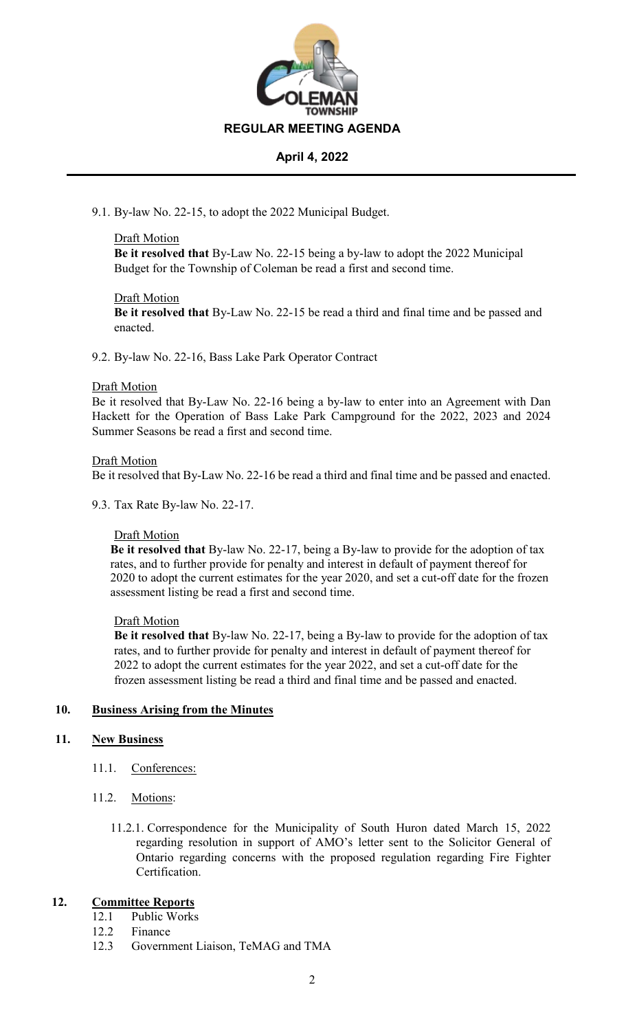9.1. By-law No. 22-15, to adopt the 2022 Municipal Budget.

Draft Motion
**Be it resolved that** By-Law No. 22-15 being a by-law to adopt the 2022 Municipal Budget for the Township of Coleman be read a first and second time.

Draft Motion
**Be it resolved that** By-Law No. 22-15 be read a third and final time and be passed and enacted.

9.2. By-law No. 22-16, Bass Lake Park Operator Contract

Draft Motion
Be it resolved that By-Law No. 22-16 being a by-law to enter into an Agreement with Dan Hackett for the Operation of Bass Lake Park Campground for the 2022, 2023 and 2024 Summer Seasons be read a first and second time.

Draft Motion
Be it resolved that By-Law No. 22-16 be read a third and final time and be passed and enacted.

9.3. Tax Rate By-law No. 22-17.

Draft Motion
**Be it resolved that** By-law No. 22-17, being a By-law to provide for the adoption of tax rates, and to further provide for penalty and interest in default of payment thereof for 2020 to adopt the current estimates for the year 2020, and set a cut-off date for the frozen assessment listing be read a first and second time.

Draft Motion
**Be it resolved that** By-law No. 22-17, being a By-law to provide for the adoption of tax rates, and to further provide for penalty and interest in default of payment thereof for 2022 to adopt the current estimates for the year 2022, and set a cut-off date for the frozen assessment listing be read a third and final time and be passed and enacted.

## 10. Business Arising from the Minutes

## 11. New Business

11.1. Conferences:

11.2. Motions:

11.2.1. Correspondence for the Municipality of South Huron dated March 15, 2022 regarding resolution in support of AMO's letter sent to the Solicitor General of Ontario regarding concerns with the proposed regulation regarding Fire Fighter Certification.

## 12. Committee Reports

12.1 Public Works
12.2 Finance
12.3 Government Liaison, TeMAG and TMA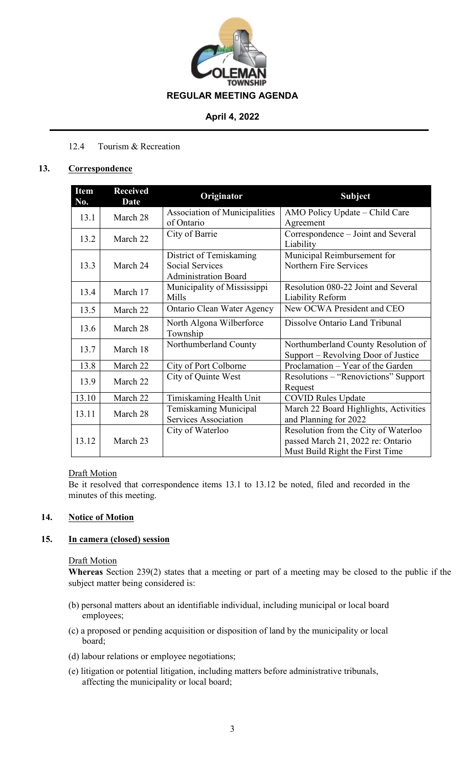12.4 Tourism & Recreation

## 13. Correspondence

| Item No. | Received Date | Originator | Subject |
|---|---|---|---|
| 13.1 | March 28 | Association of Municipalities of Ontario | AMO Policy Update – Child Care Agreement |
| 13.2 | March 22 | City of Barrie | Correspondence – Joint and Several Liability |
| 13.3 | March 24 | District of Temiskaming Social Services Administration Board | Municipal Reimbursement for Northern Fire Services |
| 13.4 | March 17 | Municipality of Mississippi Mills | Resolution 080-22 Joint and Several Liability Reform |
| 13.5 | March 22 | Ontario Clean Water Agency | New OCWA President and CEO |
| 13.6 | March 28 | North Algona Wilberforce Township | Dissolve Ontario Land Tribunal |
| 13.7 | March 18 | Northumberland County | Northumberland County Resolution of Support – Revolving Door of Justice |
| 13.8 | March 22 | City of Port Colborne | Proclamation – Year of the Garden |
| 13.9 | March 22 | City of Quinte West | Resolutions – "Renovictions" Support Request |
| 13.10 | March 22 | Timiskaming Health Unit | COVID Rules Update |
| 13.11 | March 28 | Temiskaming Municipal Services Association | March 22 Board Highlights, Activities and Planning for 2022 |
| 13.12 | March 23 | City of Waterloo | Resolution from the City of Waterloo passed March 21, 2022 re: Ontario Must Build Right the First Time |

Draft Motion

Be it resolved that correspondence items 13.1 to 13.12 be noted, filed and recorded in the minutes of this meeting.

## 14. Notice of Motion

## 15. In camera (closed) session

Draft Motion

**Whereas** Section 239(2) states that a meeting or part of a meeting may be closed to the public if the subject matter being considered is:

(b) personal matters about an identifiable individual, including municipal or local board employees;

(c) a proposed or pending acquisition or disposition of land by the municipality or local board;

(d) labour relations or employee negotiations;

(e) litigation or potential litigation, including matters before administrative tribunals, affecting the municipality or local board;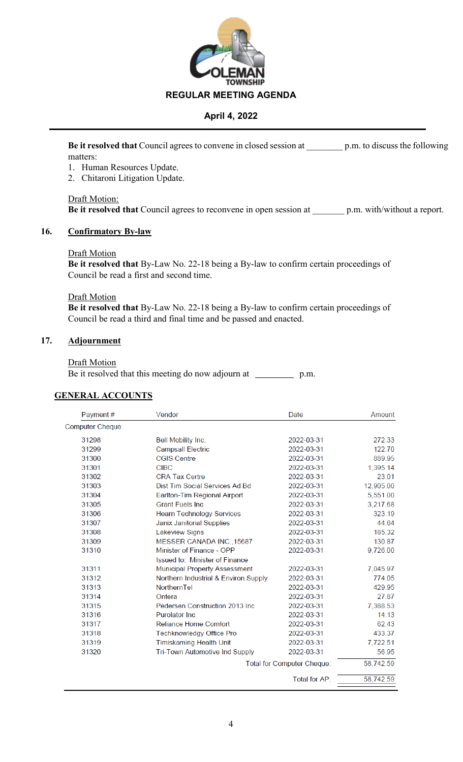**Be it resolved that** Council agrees to convene in closed session at ________ p.m. to discuss the following matters:

1. Human Resources Update.
2. Chitaroni Litigation Update.

Draft Motion:
**Be it resolved that** Council agrees to reconvene in open session at _______ p.m. with/without a report.

## 16. Confirmatory By-law

Draft Motion
**Be it resolved that** By-Law No. 22-18 being a By-law to confirm certain proceedings of Council be read a first and second time.

Draft Motion
**Be it resolved that** By-Law No. 22-18 being a By-law to confirm certain proceedings of Council be read a third and final time and be passed and enacted.

## 17. Adjournment

Draft Motion
Be it resolved that this meeting do now adjourn at ________ p.m.

## GENERAL ACCOUNTS

| Payment # | Vendor | Date | Amount |
|---|---|---|---|
| Computer Cheque | | | |
| 31298 | Bell Mobility Inc. | 2022-03-31 | 272.33 |
| 31299 | Campsall Electric | 2022-03-31 | 122.70 |
| 31300 | CGIS Centre | 2022-03-31 | 889.95 |
| 31301 | CIBC | 2022-03-31 | 1,395.14 |
| 31302 | CRA Tax Centre | 2022-03-31 | 23.01 |
| 31303 | Dist Tim Social Services Ad Bd | 2022-03-31 | 12,905.00 |
| 31304 | Earlton-Tim Regional Airport | 2022-03-31 | 5,551.00 |
| 31305 | Grant Fuels Inc | 2022-03-31 | 3,217.68 |
| 31306 | Hearn Technology Services | 2022-03-31 | 323.19 |
| 31307 | Janix Janitorial Supplies | 2022-03-31 | 44.64 |
| 31308 | Lakeview Signs | 2022-03-31 | 185.32 |
| 31309 | MESSER CANADA INC.,15687 | 2022-03-31 | 130.87 |
| 31310 | Minister of Finance - OPP<br>Issued to: Minister of Finance | 2022-03-31 | 9,726.00 |
| 31311 | Municipal Property Assessment | 2022-03-31 | 7,045.97 |
| 31312 | Northern Industrial & Environ.Supply | 2022-03-31 | 774.05 |
| 31313 | NorthernTel | 2022-03-31 | 429.95 |
| 31314 | Ontera | 2022-03-31 | 27.87 |
| 31315 | Pedersen Construction 2013 Inc | 2022-03-31 | 7,388.53 |
| 31316 | Purolator Inc | 2022-03-31 | 14.13 |
| 31317 | Reliance Home Comfort | 2022-03-31 | 62.43 |
| 31318 | Techknowledgy Office Pro | 2022-03-31 | 433.37 |
| 31319 | Timiskaming Health Unit | 2022-03-31 | 7,722.51 |
| 31320 | Tri-Town Automotive Ind Supply | 2022-03-31 | 56.95 |
| | | Total for Computer Cheque: | 58,742.59 |
| | | Total for AP: | 58,742.59 |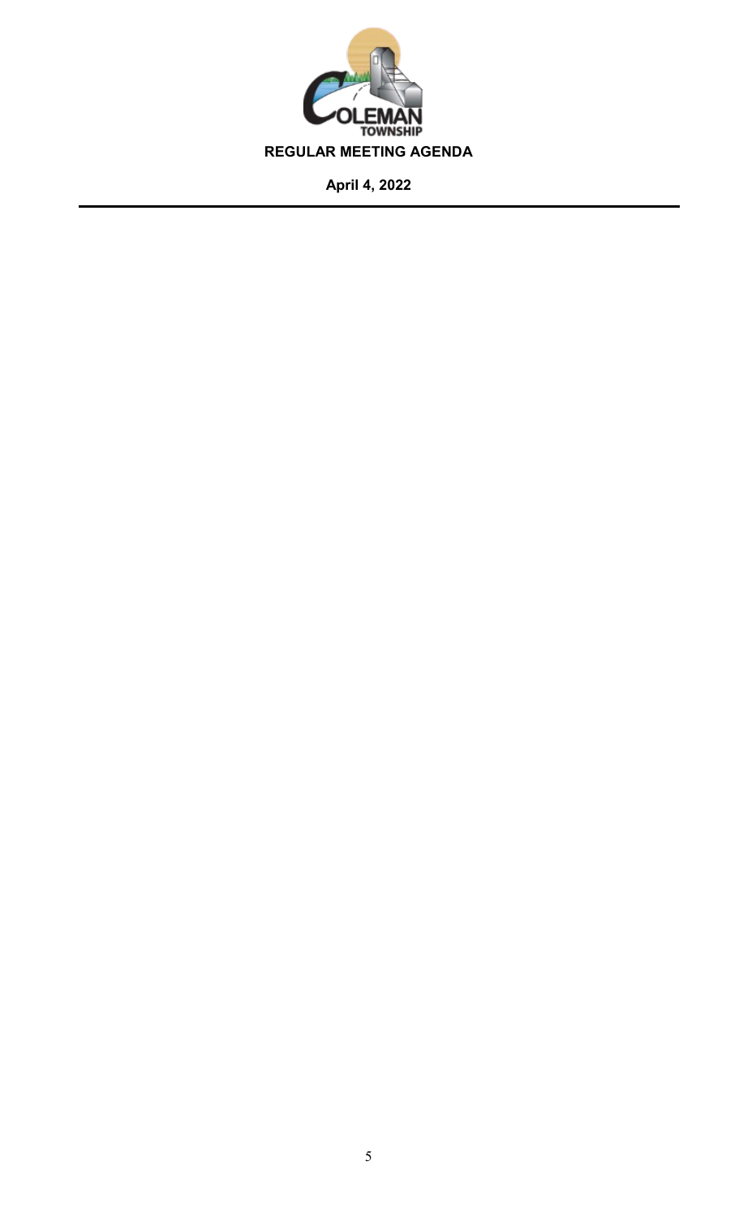**REGULAR MEETING AGENDA**

**April 4, 2022**